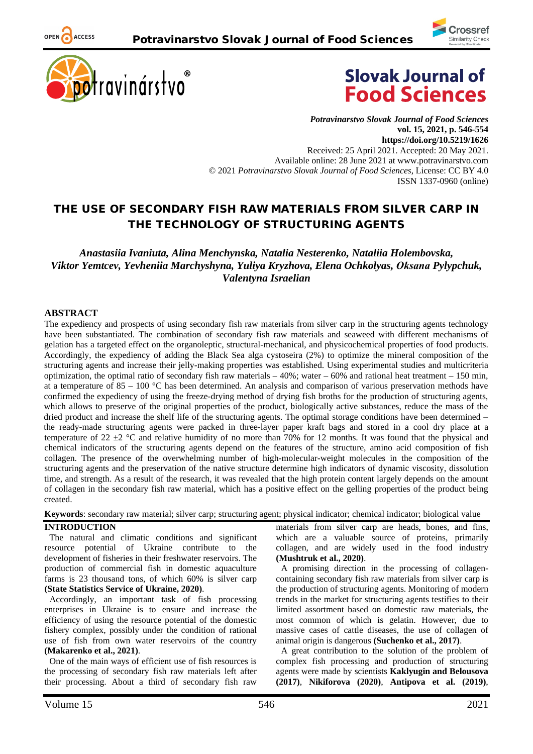Potravinarstvo Slovak Journal of Food Sciences
vol. 15, 2021, p. 546-554
https://doi.org/10.5219/1626
Received: 25 April 2021. Accepted: 20 May 2021.
Available online: 28 June 2021 at www.potravinarstvo.com
© 2021 *Potravinarstvo Slovak Journal of Food Sciences*, License: CC BY 4.0
ISSN 1337-0960 (online)

# THE USE OF SECONDARY FISH RAW MATERIALS FROM SILVER CARP IN THE TECHNOLOGY OF STRUCTURING AGENTS

*Anastasiia Ivaniuta, Alina Menchynska, Natalia Nesterenko, Nataliia Holembovska, Viktor Yemtcev, Yevheniia Marchyshyna, Yuliya Kryzhova, Elena Ochkolyas, Oksana Pylypchuk, Valentyna Israelian*

## ABSTRACT

The expediency and prospects of using secondary fish raw materials from silver carp in the structuring agents technology have been substantiated. The combination of secondary fish raw materials and seaweed with different mechanisms of gelation has a targeted effect on the organoleptic, structural-mechanical, and physicochemical properties of food products. Accordingly, the expediency of adding the Black Sea alga cystoseira (2%) to optimize the mineral composition of the structuring agents and increase their jelly-making properties was established. Using experimental studies and multicriteria optimization, the optimal ratio of secondary fish raw materials – 40%; water – 60% and rational heat treatment – 150 min, at a temperature of 85 – 100 °C has been determined. An analysis and comparison of various preservation methods have confirmed the expediency of using the freeze-drying method of drying fish broths for the production of structuring agents, which allows to preserve of the original properties of the product, biologically active substances, reduce the mass of the dried product and increase the shelf life of the structuring agents. The optimal storage conditions have been determined – the ready-made structuring agents were packed in three-layer paper kraft bags and stored in a cool dry place at a temperature of 22 ±2 °C and relative humidity of no more than 70% for 12 months. It was found that the physical and chemical indicators of the structuring agents depend on the features of the structure, amino acid composition of fish collagen. The presence of the overwhelming number of high-molecular-weight molecules in the composition of the structuring agents and the preservation of the native structure determine high indicators of dynamic viscosity, dissolution time, and strength. As a result of the research, it was revealed that the high protein content largely depends on the amount of collagen in the secondary fish raw material, which has a positive effect on the gelling properties of the product being created.

**Keywords**: secondary raw material; silver carp; structuring agent; physical indicator; chemical indicator; biological value

## INTRODUCTION

The natural and climatic conditions and significant resource potential of Ukraine contribute to the development of fisheries in their freshwater reservoirs. The production of commercial fish in domestic aquaculture farms is 23 thousand tons, of which 60% is silver carp **(State Statistics Service of Ukraine, 2020)**.

Accordingly, an important task of fish processing enterprises in Ukraine is to ensure and increase the efficiency of using the resource potential of the domestic fishery complex, possibly under the condition of rational use of fish from own water reservoirs of the country **(Makarenko et al., 2021)**.

One of the main ways of efficient use of fish resources is the processing of secondary fish raw materials left after their processing. About a third of secondary fish raw materials from silver carp are heads, bones, and fins, which are a valuable source of proteins, primarily collagen, and are widely used in the food industry **(Mushtruk et al., 2020)**.

A promising direction in the processing of collagen-containing secondary fish raw materials from silver carp is the production of structuring agents. Monitoring of modern trends in the market for structuring agents testifies to their limited assortment based on domestic raw materials, the most common of which is gelatin. However, due to massive cases of cattle diseases, the use of collagen of animal origin is dangerous **(Suchenko et al., 2017)**.

A great contribution to the solution of the problem of complex fish processing and production of structuring agents were made by scientists **Kaklyugin and Belousova (2017)**, **Nikiforova (2020)**, **Antipova et al. (2019)**,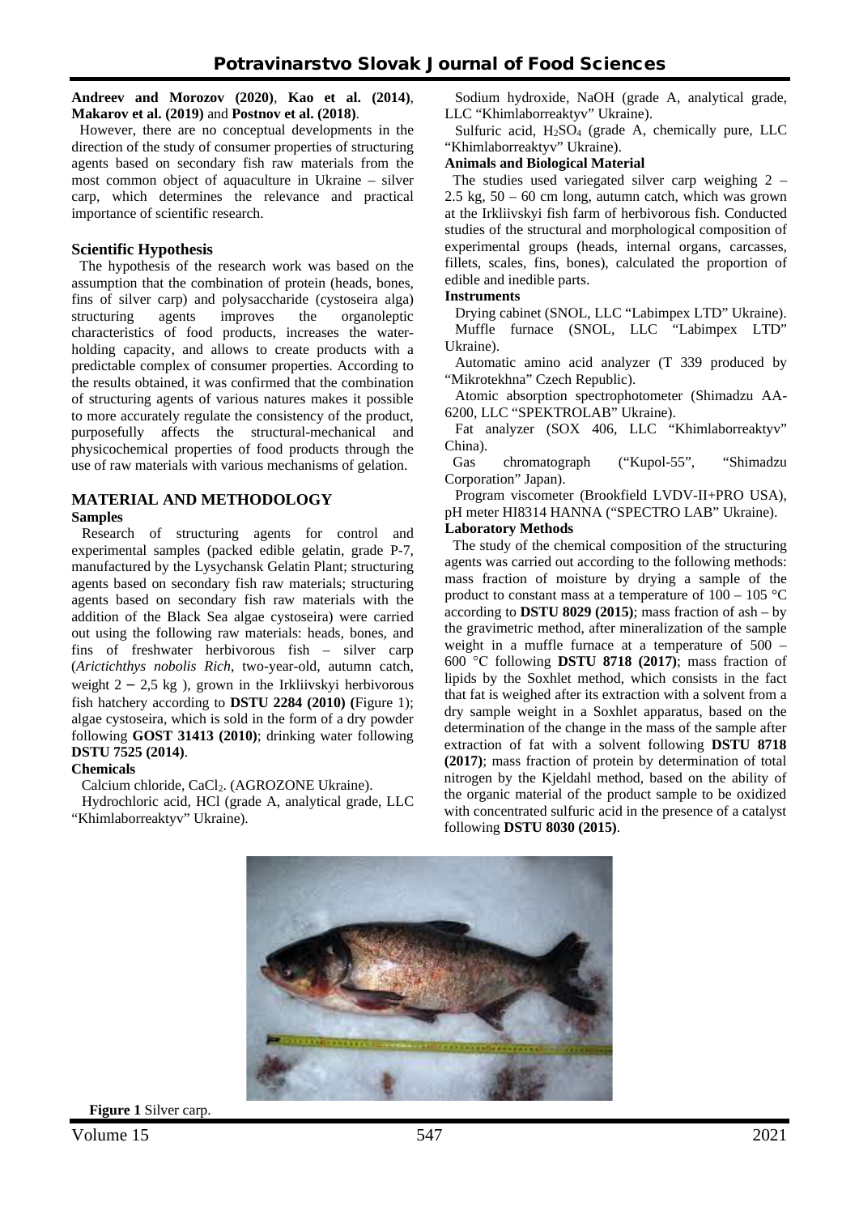**Andreev and Morozov (2020)**, **Kao et al. (2014)**, **Makarov et al. (2019)** and **Postnov et al. (2018)**.

However, there are no conceptual developments in the direction of the study of consumer properties of structuring agents based on secondary fish raw materials from the most common object of aquaculture in Ukraine – silver carp, which determines the relevance and practical importance of scientific research.

## Scientific Hypothesis

The hypothesis of the research work was based on the assumption that the combination of protein (heads, bones, fins of silver carp) and polysaccharide (cystoseira alga) structuring agents improves the organoleptic characteristics of food products, increases the water-holding capacity, and allows to create products with a predictable complex of consumer properties. According to the results obtained, it was confirmed that the combination of structuring agents of various natures makes it possible to more accurately regulate the consistency of the product, purposefully affects the structural-mechanical and physicochemical properties of food products through the use of raw materials with various mechanisms of gelation.

## MATERIAL AND METHODOLOGY

### Samples

Research of structuring agents for control and experimental samples (packed edible gelatin, grade P-7, manufactured by the Lysychansk Gelatin Plant; structuring agents based on secondary fish raw materials; structuring agents based on secondary fish raw materials with the addition of the Black Sea algae cystoseira) were carried out using the following raw materials: heads, bones, and fins of freshwater herbivorous fish – silver carp (*Arictichthys nobolis Rich*, two-year-old, autumn catch, weight 2 – 2,5 kg ), grown in the Irkliivskyi herbivorous fish hatchery according to **DSTU 2284 (2010) (**Figure 1); algae cystoseira, which is sold in the form of a dry powder following **GOST 31413 (2010)**; drinking water following **DSTU 7525 (2014)**.

### Chemicals

Calcium chloride, $CaCl_2$. (AGROZONE Ukraine).

Hydrochloric acid, HCl (grade A, analytical grade, LLC "Khimlaborreaktyv" Ukraine).

Sodium hydroxide, NaOH (grade A, analytical grade, LLC "Khimlaborreaktyv" Ukraine).

Sulfuric acid, $H_2SO_4$ (grade A, chemically pure, LLC "Khimlaborreaktyv" Ukraine).

### Animals and Biological Material

The studies used variegated silver carp weighing 2 – 2.5 kg, 50 – 60 cm long, autumn catch, which was grown at the Irkliivskyi fish farm of herbivorous fish. Conducted studies of the structural and morphological composition of experimental groups (heads, internal organs, carcasses, fillets, scales, fins, bones), calculated the proportion of edible and inedible parts.

### Instruments

Drying cabinet (SNOL, LLC "Labimpex LTD" Ukraine).

Muffle furnace (SNOL, LLC "Labimpex LTD" Ukraine).

Automatic amino acid analyzer (T 339 produced by "Mikrotekhna" Czech Republic).

Atomic absorption spectrophotometer (Shimadzu AA-6200, LLC "SPEKTROLAB" Ukraine).

Fat analyzer (SOX 406, LLC "Khimlaborreaktyv" China).

Gas chromatograph ("Kupol-55", "Shimadzu Corporation" Japan).

Program viscometer (Brookfield LVDV-II+PRO USA), pH meter HI8314 HANNA ("SPECTRO LAB" Ukraine).

### Laboratory Methods

The study of the chemical composition of the structuring agents was carried out according to the following methods: mass fraction of moisture by drying a sample of the product to constant mass at a temperature of 100 – 105 °C according to **DSTU 8029 (2015)**; mass fraction of ash – by the gravimetric method, after mineralization of the sample weight in a muffle furnace at a temperature of 500 – 600 °C following **DSTU 8718 (2017)**; mass fraction of lipids by the Soxhlet method, which consists in the fact that fat is weighed after its extraction with a solvent from a dry sample weight in a Soxhlet apparatus, based on the determination of the change in the mass of the sample after extraction of fat with a solvent following **DSTU 8718 (2017)**; mass fraction of protein by determination of total nitrogen by the Kjeldahl method, based on the ability of the organic material of the product sample to be oxidized with concentrated sulfuric acid in the presence of a catalyst following **DSTU 8030 (2015)**.

**Figure 1** Silver carp.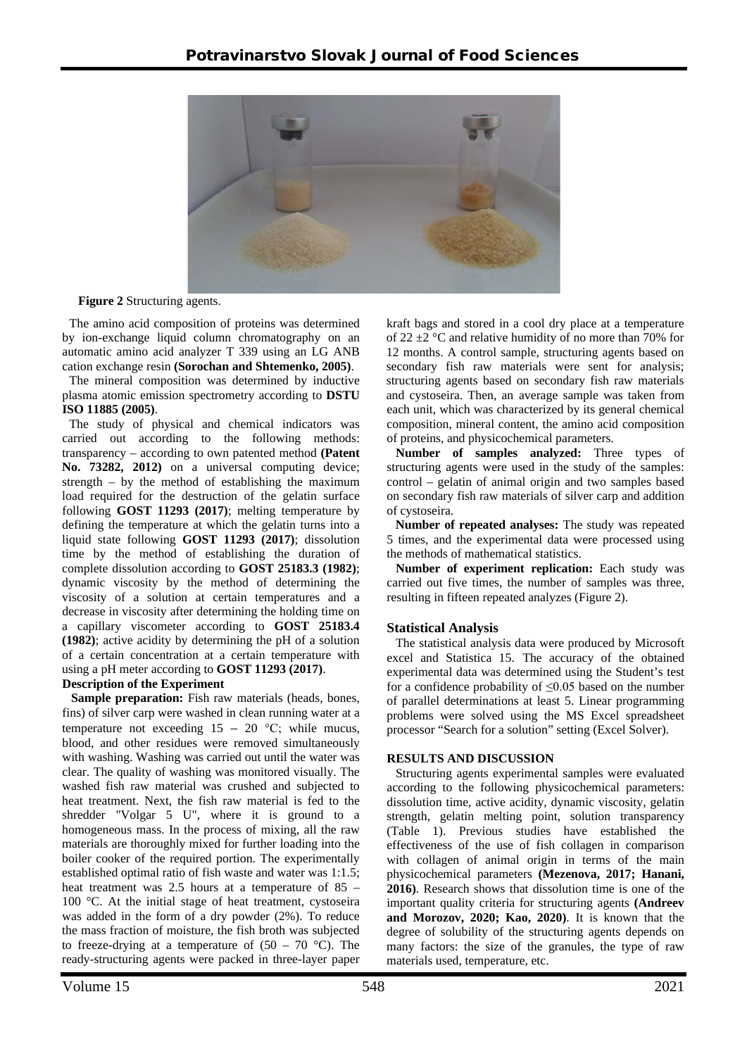**Figure 2** Structuring agents.

The amino acid composition of proteins was determined by ion-exchange liquid column chromatography on an automatic amino acid analyzer T 339 using an LG ANB cation exchange resin **(Sorochan and Shtemenko, 2005)**.

The mineral composition was determined by inductive plasma atomic emission spectrometry according to **DSTU ISO 11885 (2005)**.

The study of physical and chemical indicators was carried out according to the following methods: transparency – according to own patented method **(Patent No. 73282, 2012)** on a universal computing device; strength – by the method of establishing the maximum load required for the destruction of the gelatin surface following **GOST 11293 (2017)**; melting temperature by defining the temperature at which the gelatin turns into a liquid state following **GOST 11293 (2017)**; dissolution time by the method of establishing the duration of complete dissolution according to **GOST 25183.3 (1982)**; dynamic viscosity by the method of determining the viscosity of a solution at certain temperatures and a decrease in viscosity after determining the holding time on a capillary viscometer according to **GOST 25183.4 (1982)**; active acidity by determining the pH of a solution of a certain concentration at a certain temperature with using a pH meter according to **GOST 11293 (2017)**.

### Description of the Experiment

**Sample preparation:** Fish raw materials (heads, bones, fins) of silver carp were washed in clean running water at a temperature not exceeding 15 – 20 °C; while mucus, blood, and other residues were removed simultaneously with washing. Washing was carried out until the water was clear. The quality of washing was monitored visually. The washed fish raw material was crushed and subjected to heat treatment. Next, the fish raw material is fed to the shredder "Volgar 5 U", where it is ground to a homogeneous mass. In the process of mixing, all the raw materials are thoroughly mixed for further loading into the boiler cooker of the required portion. The experimentally established optimal ratio of fish waste and water was 1:1.5; heat treatment was 2.5 hours at a temperature of 85 – 100 °C. At the initial stage of heat treatment, cystoseira was added in the form of a dry powder (2%). To reduce the mass fraction of moisture, the fish broth was subjected to freeze-drying at a temperature of (50 – 70 °C). The ready-structuring agents were packed in three-layer paper kraft bags and stored in a cool dry place at a temperature of 22 ±2 °C and relative humidity of no more than 70% for 12 months. A control sample, structuring agents based on secondary fish raw materials were sent for analysis; structuring agents based on secondary fish raw materials and cystoseira. Then, an average sample was taken from each unit, which was characterized by its general chemical composition, mineral content, the amino acid composition of proteins, and physicochemical parameters.

**Number of samples analyzed:** Three types of structuring agents were used in the study of the samples: control – gelatin of animal origin and two samples based on secondary fish raw materials of silver carp and addition of cystoseira.

**Number of repeated analyses:** The study was repeated 5 times, and the experimental data were processed using the methods of mathematical statistics.

**Number of experiment replication:** Each study was carried out five times, the number of samples was three, resulting in fifteen repeated analyzes (Figure 2).

### Statistical Analysis

The statistical analysis data were produced by Microsoft excel and Statistica 15. The accuracy of the obtained experimental data was determined using the Student's test for a confidence probability of $\leq 0.05$ based on the number of parallel determinations at least 5. Linear programming problems were solved using the MS Excel spreadsheet processor "Search for a solution" setting (Excel Solver).

## RESULTS AND DISCUSSION

Structuring agents experimental samples were evaluated according to the following physicochemical parameters: dissolution time, active acidity, dynamic viscosity, gelatin strength, gelatin melting point, solution transparency (Table 1). Previous studies have established the effectiveness of the use of fish collagen in comparison with collagen of animal origin in terms of the main physicochemical parameters **(Mezenova, 2017; Hanani, 2016)**. Research shows that dissolution time is one of the important quality criteria for structuring agents **(Andreev and Morozov, 2020; Kao, 2020)**. It is known that the degree of solubility of the structuring agents depends on many factors: the size of the granules, the type of raw materials used, temperature, etc.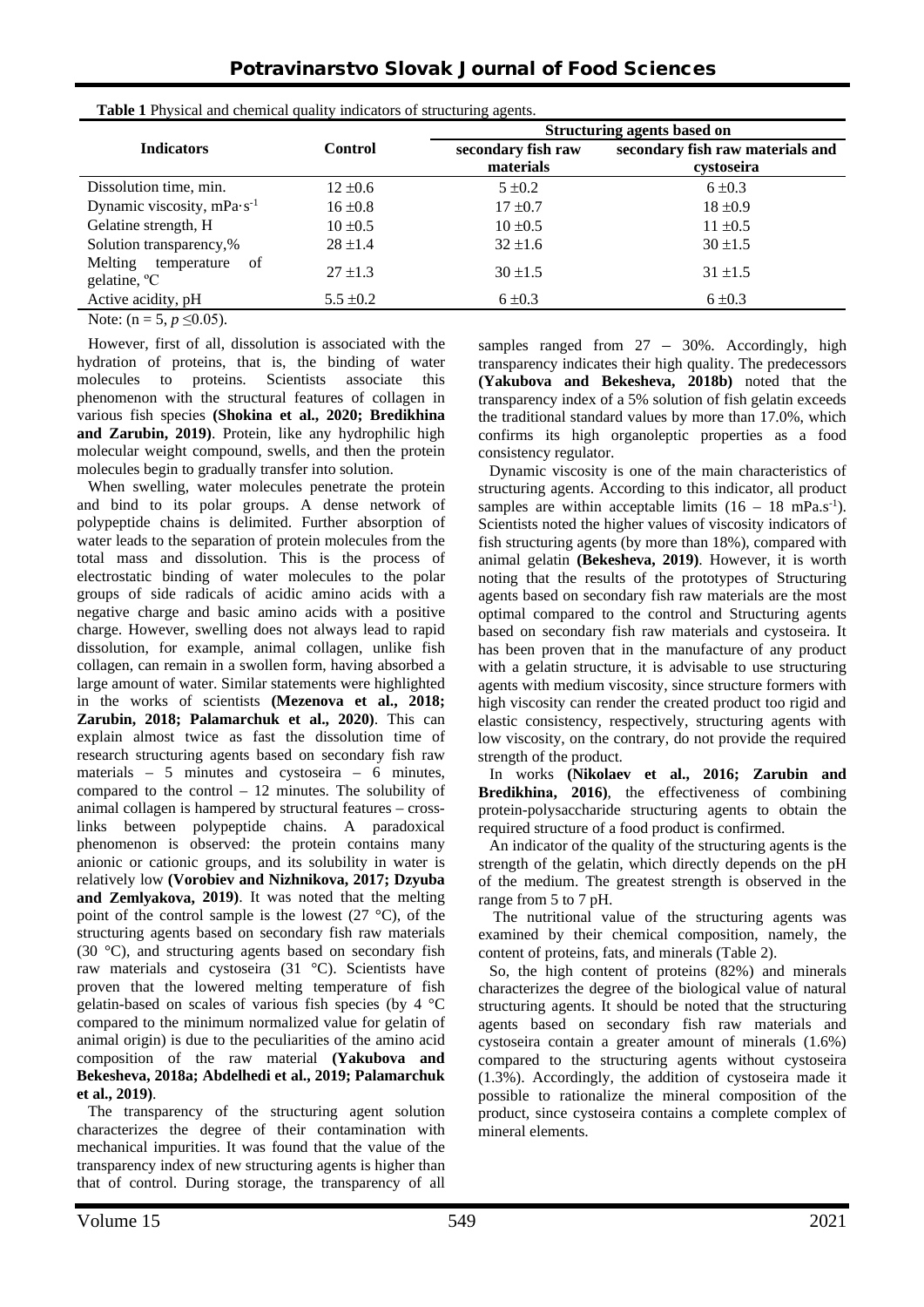**Table 1** Physical and chemical quality indicators of structuring agents.

| Indicators | Control | Structuring agents based on | |
|---|---|---|---|
| | | secondary fish raw materials | secondary fish raw materials and cystoseira |
| Dissolution time, min. | 12 ±0.6 | 5 ±0.2 | 6 ±0.3 |
| Dynamic viscosity, mPa·s$^{-1}$ | 16 ±0.8 | 17 ±0.7 | 18 ±0.9 |
| Gelatine strength, H | 10 ±0.5 | 10 ±0.5 | 11 ±0.5 |
| Solution transparency,% | 28 ±1.4 | 32 ±1.6 | 30 ±1.5 |
| Melting temperature of gelatine, ºC | 27 ±1.3 | 30 ±1.5 | 31 ±1.5 |
| Active acidity, pH | 5.5 ±0.2 | 6 ±0.3 | 6 ±0.3 |

Note: (n = 5, $p \leq 0.05$).

However, first of all, dissolution is associated with the hydration of proteins, that is, the binding of water molecules to proteins. Scientists associate this phenomenon with the structural features of collagen in various fish species **(Shokina et al., 2020; Bredikhina and Zarubin, 2019)**. Protein, like any hydrophilic high molecular weight compound, swells, and then the protein molecules begin to gradually transfer into solution.

When swelling, water molecules penetrate the protein and bind to its polar groups. A dense network of polypeptide chains is delimited. Further absorption of water leads to the separation of protein molecules from the total mass and dissolution. This is the process of electrostatic binding of water molecules to the polar groups of side radicals of acidic amino acids with a negative charge and basic amino acids with a positive charge. However, swelling does not always lead to rapid dissolution, for example, animal collagen, unlike fish collagen, can remain in a swollen form, having absorbed a large amount of water. Similar statements were highlighted in the works of scientists **(Mezenova et al., 2018; Zarubin, 2018; Palamarchuk et al., 2020)**. This can explain almost twice as fast the dissolution time of research structuring agents based on secondary fish raw materials – 5 minutes and cystoseira – 6 minutes, compared to the control – 12 minutes. The solubility of animal collagen is hampered by structural features – cross-links between polypeptide chains. A paradoxical phenomenon is observed: the protein contains many anionic or cationic groups, and its solubility in water is relatively low **(Vorobiev and Nizhnikova, 2017; Dzyuba and Zemlyakova, 2019)**. It was noted that the melting point of the control sample is the lowest (27 °C), of the structuring agents based on secondary fish raw materials (30 °C), and structuring agents based on secondary fish raw materials and cystoseira (31 °C). Scientists have proven that the lowered melting temperature of fish gelatin-based on scales of various fish species (by 4 °C compared to the minimum normalized value for gelatin of animal origin) is due to the peculiarities of the amino acid composition of the raw material **(Yakubova and Bekesheva, 2018a; Abdelhedi et al., 2019; Palamarchuk et al., 2019)**.

The transparency of the structuring agent solution characterizes the degree of their contamination with mechanical impurities. It was found that the value of the transparency index of new structuring agents is higher than that of control. During storage, the transparency of all samples ranged from 27 – 30%. Accordingly, high transparency indicates their high quality. The predecessors **(Yakubova and Bekesheva, 2018b)** noted that the transparency index of a 5% solution of fish gelatin exceeds the traditional standard values by more than 17.0%, which confirms its high organoleptic properties as a food consistency regulator.

Dynamic viscosity is one of the main characteristics of structuring agents. According to this indicator, all product samples are within acceptable limits (16 – 18 mPa.s$^{-1}$). Scientists noted the higher values of viscosity indicators of fish structuring agents (by more than 18%), compared with animal gelatin **(Bekesheva, 2019)**. However, it is worth noting that the results of the prototypes of Structuring agents based on secondary fish raw materials are the most optimal compared to the control and Structuring agents based on secondary fish raw materials and cystoseira. It has been proven that in the manufacture of any product with a gelatin structure, it is advisable to use structuring agents with medium viscosity, since structure formers with high viscosity can render the created product too rigid and elastic consistency, respectively, structuring agents with low viscosity, on the contrary, do not provide the required strength of the product.

In works **(Nikolaev et al., 2016; Zarubin and Bredikhina, 2016)**, the effectiveness of combining protein-polysaccharide structuring agents to obtain the required structure of a food product is confirmed.

An indicator of the quality of the structuring agents is the strength of the gelatin, which directly depends on the pH of the medium. The greatest strength is observed in the range from 5 to 7 pH.

The nutritional value of the structuring agents was examined by their chemical composition, namely, the content of proteins, fats, and minerals (Table 2).

So, the high content of proteins (82%) and minerals characterizes the degree of the biological value of natural structuring agents. It should be noted that the structuring agents based on secondary fish raw materials and cystoseira contain a greater amount of minerals (1.6%) compared to the structuring agents without cystoseira (1.3%). Accordingly, the addition of cystoseira made it possible to rationalize the mineral composition of the product, since cystoseira contains a complete complex of mineral elements.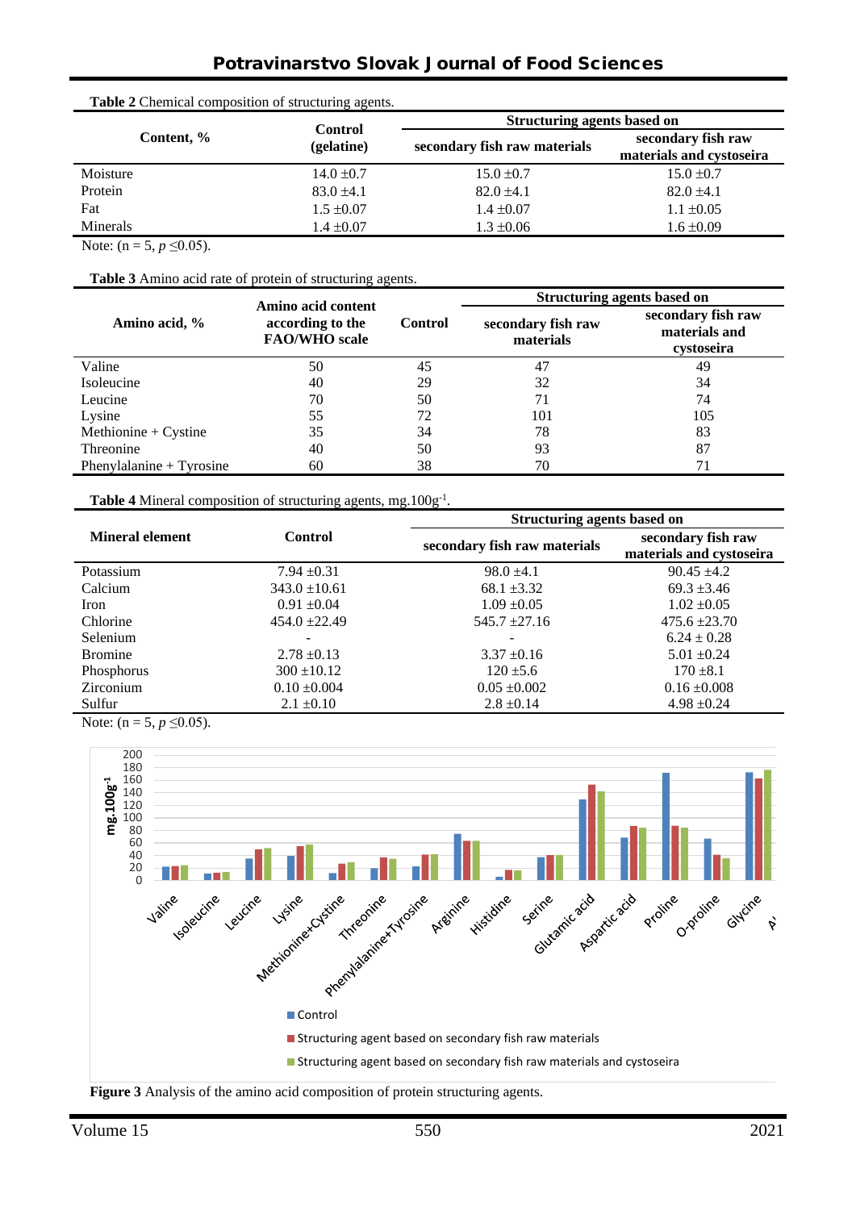**Table 2** Chemical composition of structuring agents.

| Content, % | Control (gelatine) | Structuring agents based on | |
|---|---|---|---|
| | | secondary fish raw materials | secondary fish raw materials and cystoseira |
| Moisture | 14.0 ±0.7 | 15.0 ±0.7 | 15.0 ±0.7 |
| Protein | 83.0 ±4.1 | 82.0 ±4.1 | 82.0 ±4.1 |
| Fat | 1.5 ±0.07 | 1.4 ±0.07 | 1.1 ±0.05 |
| Minerals | 1.4 ±0.07 | 1.3 ±0.06 | 1.6 ±0.09 |

Note: (n = 5, $p \leq 0.05$).

**Table 3** Amino acid rate of protein of structuring agents.

| Amino acid, % | Amino acid content according to the FAO/WHO scale | Control | Structuring agents based on | |
|---|---|---|---|---|
| | | | secondary fish raw materials | secondary fish raw materials and cystoseira |
| Valine | 50 | 45 | 47 | 49 |
| Isoleucine | 40 | 29 | 32 | 34 |
| Leucine | 70 | 50 | 71 | 74 |
| Lysine | 55 | 72 | 101 | 105 |
| Methionine + Cystine | 35 | 34 | 78 | 83 |
| Threonine | 40 | 50 | 93 | 87 |
| Phenylalanine + Tyrosine | 60 | 38 | 70 | 71 |

**Table 4** Mineral composition of structuring agents, mg.100g$^{-1}$.

| Mineral element | Control | Structuring agents based on | |
|---|---|---|---|
| | | secondary fish raw materials | secondary fish raw materials and cystoseira |
| Potassium | 7.94 ±0.31 | 98.0 ±4.1 | 90.45 ±4.2 |
| Calcium | 343.0 ±10.61 | 68.1 ±3.32 | 69.3 ±3.46 |
| Iron | 0.91 ±0.04 | 1.09 ±0.05 | 1.02 ±0.05 |
| Chlorine | 454.0 ±22.49 | 545.7 ±27.16 | 475.6 ±23.70 |
| Selenium | - | - | 6.24 ± 0.28 |
| Bromine | 2.78 ±0.13 | 3.37 ±0.16 | 5.01 ±0.24 |
| Phosphorus | 300 ±10.12 | 120 ±5.6 | 170 ±8.1 |
| Zirconium | 0.10 ±0.004 | 0.05 ±0.002 | 0.16 ±0.008 |
| Sulfur | 2.1 ±0.10 | 2.8 ±0.14 | 4.98 ±0.24 |

Note: (n = 5, $p \leq 0.05$).

**Figure 3** Analysis of the amino acid composition of protein structuring agents.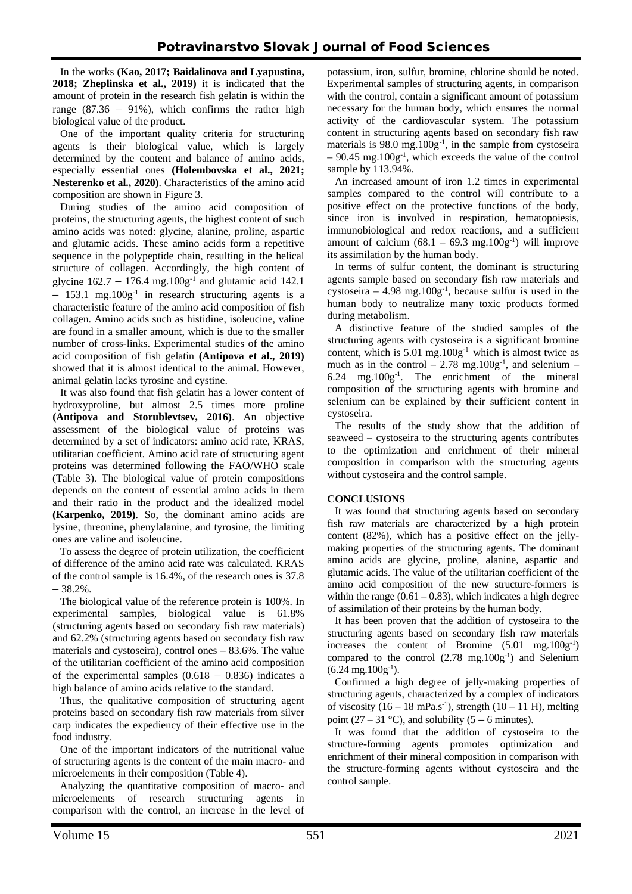In the works **(Kao, 2017; Baidalinova and Lyapustina, 2018; Zheplinska et al., 2019)** it is indicated that the amount of protein in the research fish gelatin is within the range (87.36 – 91%), which confirms the rather high biological value of the product.

One of the important quality criteria for structuring agents is their biological value, which is largely determined by the content and balance of amino acids, especially essential ones **(Holembovska et al., 2021; Nesterenko et al., 2020)**. Characteristics of the amino acid composition are shown in Figure 3.

During studies of the amino acid composition of proteins, the structuring agents, the highest content of such amino acids was noted: glycine, alanine, proline, aspartic and glutamic acids. These amino acids form a repetitive sequence in the polypeptide chain, resulting in the helical structure of collagen. Accordingly, the high content of glycine 162.7 – 176.4 mg.100g$^{-1}$ and glutamic acid 142.1 – 153.1 mg.100g$^{-1}$ in research structuring agents is a characteristic feature of the amino acid composition of fish collagen. Amino acids such as histidine, isoleucine, valine are found in a smaller amount, which is due to the smaller number of cross-links. Experimental studies of the amino acid composition of fish gelatin **(Antipova et al., 2019)** showed that it is almost identical to the animal. However, animal gelatin lacks tyrosine and cystine.

It was also found that fish gelatin has a lower content of hydroxyproline, but almost 2.5 times more proline **(Antipova and Storublevtsev, 2016)**. An objective assessment of the biological value of proteins was determined by a set of indicators: amino acid rate, KRAS, utilitarian coefficient. Amino acid rate of structuring agent proteins was determined following the FAO/WHO scale (Table 3). The biological value of protein compositions depends on the content of essential amino acids in them and their ratio in the product and the idealized model **(Karpenko, 2019)**. So, the dominant amino acids are lysine, threonine, phenylalanine, and tyrosine, the limiting ones are valine and isoleucine.

To assess the degree of protein utilization, the coefficient of difference of the amino acid rate was calculated. KRAS of the control sample is 16.4%, of the research ones is 37.8 – 38.2%.

The biological value of the reference protein is 100%. In experimental samples, biological value is 61.8% (structuring agents based on secondary fish raw materials) and 62.2% (structuring agents based on secondary fish raw materials and cystoseira), control ones – 83.6%. The value of the utilitarian coefficient of the amino acid composition of the experimental samples (0.618 – 0.836) indicates a high balance of amino acids relative to the standard.

Thus, the qualitative composition of structuring agent proteins based on secondary fish raw materials from silver carp indicates the expediency of their effective use in the food industry.

One of the important indicators of the nutritional value of structuring agents is the content of the main macro- and microelements in their composition (Table 4).

Analyzing the quantitative composition of macro- and microelements of research structuring agents in comparison with the control, an increase in the level of potassium, iron, sulfur, bromine, chlorine should be noted. Experimental samples of structuring agents, in comparison with the control, contain a significant amount of potassium necessary for the human body, which ensures the normal activity of the cardiovascular system. The potassium content in structuring agents based on secondary fish raw materials is 98.0 mg.100g$^{-1}$, in the sample from cystoseira – 90.45 mg.100g$^{-1}$, which exceeds the value of the control sample by 113.94%.

An increased amount of iron 1.2 times in experimental samples compared to the control will contribute to a positive effect on the protective functions of the body, since iron is involved in respiration, hematopoiesis, immunobiological and redox reactions, and a sufficient amount of calcium (68.1 – 69.3 mg.100g$^{-1}$) will improve its assimilation by the human body.

In terms of sulfur content, the dominant is structuring agents sample based on secondary fish raw materials and cystoseira – 4.98 mg.100g$^{-1}$, because sulfur is used in the human body to neutralize many toxic products formed during metabolism.

A distinctive feature of the studied samples of the structuring agents with cystoseira is a significant bromine content, which is 5.01 mg.100g$^{-1}$ which is almost twice as much as in the control – 2.78 mg.100g$^{-1}$, and selenium – 6.24 mg.100g$^{-1}$. The enrichment of the mineral composition of the structuring agents with bromine and selenium can be explained by their sufficient content in cystoseira.

The results of the study show that the addition of seaweed – cystoseira to the structuring agents contributes to the optimization and enrichment of their mineral composition in comparison with the structuring agents without cystoseira and the control sample.

## CONCLUSIONS

It was found that structuring agents based on secondary fish raw materials are characterized by a high protein content (82%), which has a positive effect on the jelly-making properties of the structuring agents. The dominant amino acids are glycine, proline, alanine, aspartic and glutamic acids. The value of the utilitarian coefficient of the amino acid composition of the new structure-formers is within the range (0.61 – 0.83), which indicates a high degree of assimilation of their proteins by the human body.

It has been proven that the addition of cystoseira to the structuring agents based on secondary fish raw materials increases the content of Bromine (5.01 mg.100g$^{-1}$) compared to the control (2.78 mg.100g$^{-1}$) and Selenium (6.24 mg.100g$^{-1}$).

Confirmed a high degree of jelly-making properties of structuring agents, characterized by a complex of indicators of viscosity (16 – 18 mPa.s$^{-1}$), strength (10 – 11 H), melting point (27 – 31 °C), and solubility (5 – 6 minutes).

It was found that the addition of cystoseira to the structure-forming agents promotes optimization and enrichment of their mineral composition in comparison with the structure-forming agents without cystoseira and the control sample.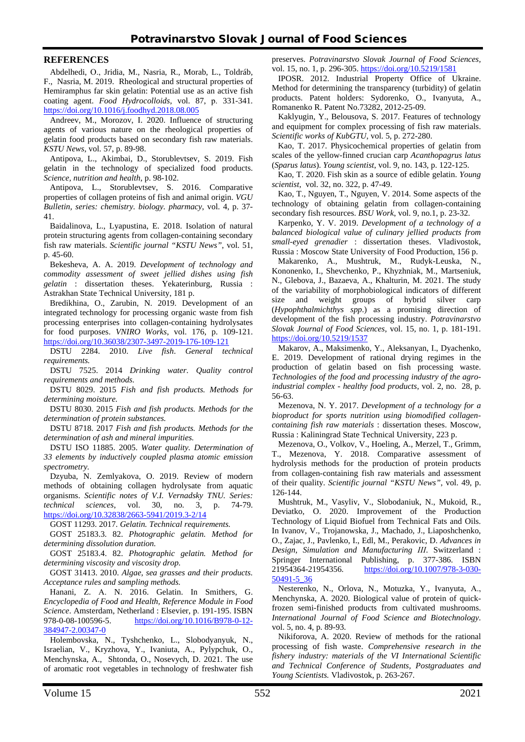## REFERENCES

Abdelhedi, O., Jridia, M., Nasria, R., Morab, L., Toldráb, F., Nasria, M. 2019. Rheological and structural properties of Hemiramphus far skin gelatin: Potential use as an active fish coating agent. *Food Hydrocolloids*, vol. 87, p. 331-341. https://doi.org/10.1016/j.foodhyd.2018.08.005

Andreev, M., Morozov, I. 2020. Influence of structuring agents of various nature on the rheological properties of gelatin food products based on secondary fish raw materials. *KSTU News*, vol. 57, p. 89-98.

Antipova, L., Akimbai, D., Storublevtsev, S. 2019. Fish gelatin in the technology of specialized food products. *Science, nutrition and health*, p. 98-102.

Antipova, L., Storublevtsev, S. 2016. Comparative properties of collagen proteins of fish and animal origin. *VGU Bulletin, series: chemistry. biology. pharmacy*, vol. 4, p. 37-41.

Baidalinova, L., Lyapustina, E. 2018. Isolation of natural protein structuring agents from collagen-containing secondary fish raw materials. *Scientific journal "KSTU News"*, vol. 51, p. 45-60.

Bekesheva, A. A. 2019. *Development of technology and commodity assessment of sweet jellied dishes using fish gelatin* : dissertation theses. Yekaterinburg, Russia : Astrakhan State Technical University, 181 p.

Bredikhina, O., Zarubin, N. 2019. Development of an integrated technology for processing organic waste from fish processing enterprises into collagen-containing hydrolysates for food purposes. *VNIRO Works*, vol. 176, p. 109-121. https://doi.org/10.36038/2307-3497-2019-176-109-121

DSTU 2284. 2010. *Live fish. General technical requirements.*

DSTU 7525. 2014 *Drinking water. Quality control requirements and methods.*

DSTU 8029. 2015 *Fish and fish products. Methods for determining moisture.*

DSTU 8030. 2015 *Fish and fish products. Methods for the determination of protein substances.*

DSTU 8718. 2017 *Fish and fish products. Methods for the determination of ash and mineral impurities.*

DSTU ISO 11885. 2005. *Water quality. Determination of 33 elements by inductively coupled plasma atomic emission spectrometry.*

Dzyuba, N. Zemlyakova, O. 2019. Review of modern methods of obtaining collagen hydrolysate from aquatic organisms. *Scientific notes of V.I. Vernadsky TNU. Series: technical sciences*, vol. 30, no. 3, p. 74-79. https://doi.org/10.32838/2663-5941/2019.3-2/14

GOST 11293. 2017. *Gelatin. Technical requirements.*

GOST 25183.3. 82. *Photographic gelatin. Method for determining dissolution duration.*

GOST 25183.4. 82. *Photographic gelatin. Method for determining viscosity and viscosity drop.*

GOST 31413. 2010. *Algae, sea grasses and their products. Acceptance rules and sampling methods.*

Hanani, Z. A. N. 2016. Gelatin. In Smithers, G. *Encyclopedia of Food and Health, Reference Module in Food Science*. Amsterdam, Netherland : Elsevier, p. 191-195. ISBN 978-0-08-100596-5. https://doi.org/10.1016/B978-0-12-384947-2.00347-0

Holembovska, N., Tyshchenko, L., Slobodyanyuk, N., Israelian, V., Kryzhova, Y., Ivaniuta, A., Pylypchuk, O., Menchynska, A., Shtonda, O., Nosevych, D. 2021. The use of aromatic root vegetables in technology of freshwater fish preserves. *Potravinarstvo Slovak Journal of Food Sciences*, vol. 15, no. 1, p. 296-305. https://doi.org/10.5219/1581

IPOSR. 2012. Industrial Property Office of Ukraine. Method for determining the transparency (turbidity) of gelatin products. Patent holders: Sydorenko, O., Ivanyuta, A., Romanenko R. Patent No.73282, 2012-25-09.

Kaklyugin, Y., Belousova, S. 2017. Features of technology and equipment for complex processing of fish raw materials. *Scientific works of KubGTU*, vol. 5, p. 272-280.

Kao, T. 2017. Physicochemical properties of gelatin from scales of the yellow-finned crucian carp *Acanthopagrus latus* (*Sparus latus*). *Young scientist*, vol. 9, no. 143, p. 122-125.

Kao, T. 2020. Fish skin as a source of edible gelatin. *Young scientist*, vol. 32, no. 322, p. 47-49.

Kao, T., Nguyen, T., Nguyen, V. 2014. Some aspects of the technology of obtaining gelatin from collagen-containing secondary fish resources. *BSU Work*, vol. 9, no.1, p. 23-32.

Karpenko, Y. V. 2019. *Development of a technology of a balanced biological value of culinary jellied products from small-eyed grenadier* : dissertation theses. Vladivostok, Russia : Moscow State University of Food Production, 156 p.

Makarenko, A., Mushtruk, M., Rudyk-Leuska, N., Kononenko, I., Shevchenko, P., Khyzhniak, M., Martseniuk, N., Glebova, J., Bazaeva, A., Khalturin, M. 2021. The study of the variability of morphobiological indicators of different size and weight groups of hybrid silver carp (*Hypophthalmichthys spp.*) as a promising direction of development of the fish processing industry. *Potravinarstvo Slovak Journal of Food Sciences*, vol. 15, no. 1, p. 181-191. https://doi.org/10.5219/1537

Makarov, A., Maksimenko, Y., Aleksanyan, I., Dyachenko, E. 2019. Development of rational drying regimes in the production of gelatin based on fish processing waste. *Technologies of the food and processing industry of the agro-industrial complex - healthy food products*, vol. 2, no. 28, p. 56-63.

Mezenova, N. Y. 2017. *Development of a technology for a bioproduct for sports nutrition using biomodified collagen-containing fish raw materials* : dissertation theses. Moscow, Russia : Kaliningrad State Technical University, 223 p.

Mezenova, O., Volkov, V., Hoeling, A., Merzel, T., Grimm, T., Mezenova, Y. 2018. Comparative assessment of hydrolysis methods for the production of protein products from collagen-containing fish raw materials and assessment of their quality. *Scientific journal "KSTU News"*, vol. 49, p. 126-144.

Mushtruk, M., Vasyliv, V., Slobodaniuk, N., Mukoid, R., Deviatko, O. 2020. Improvement of the Production Technology of Liquid Biofuel from Technical Fats and Oils. In Ivanov, V., Trojanowska, J., Machado, J., Liaposhchenko, O., Zajac, J., Pavlenko, I., Edl, M., Perakovic, D. *Advances in Design, Simulation and Manufacturing III*. Switzerland : Springer International Publishing, p. 377-386. ISBN 21954364-21954356. https://doi.org/10.1007/978-3-030-50491-5_36

Nesterenko, N., Orlova, N., Motuzka, Y., Ivanyuta, A., Menchynska, A. 2020. Biological value of protein of quick-frozen semi-finished products from cultivated mushrooms. *International Journal of Food Science and Biotechnology*. vol. 5, no. 4, p. 89-93.

Nikiforova, A. 2020. Review of methods for the rational processing of fish waste. *Comprehensive research in the fishery industry: materials of the VI International Scientific and Technical Conference of Students, Postgraduates and Young Scientists.* Vladivostok, p. 263-267.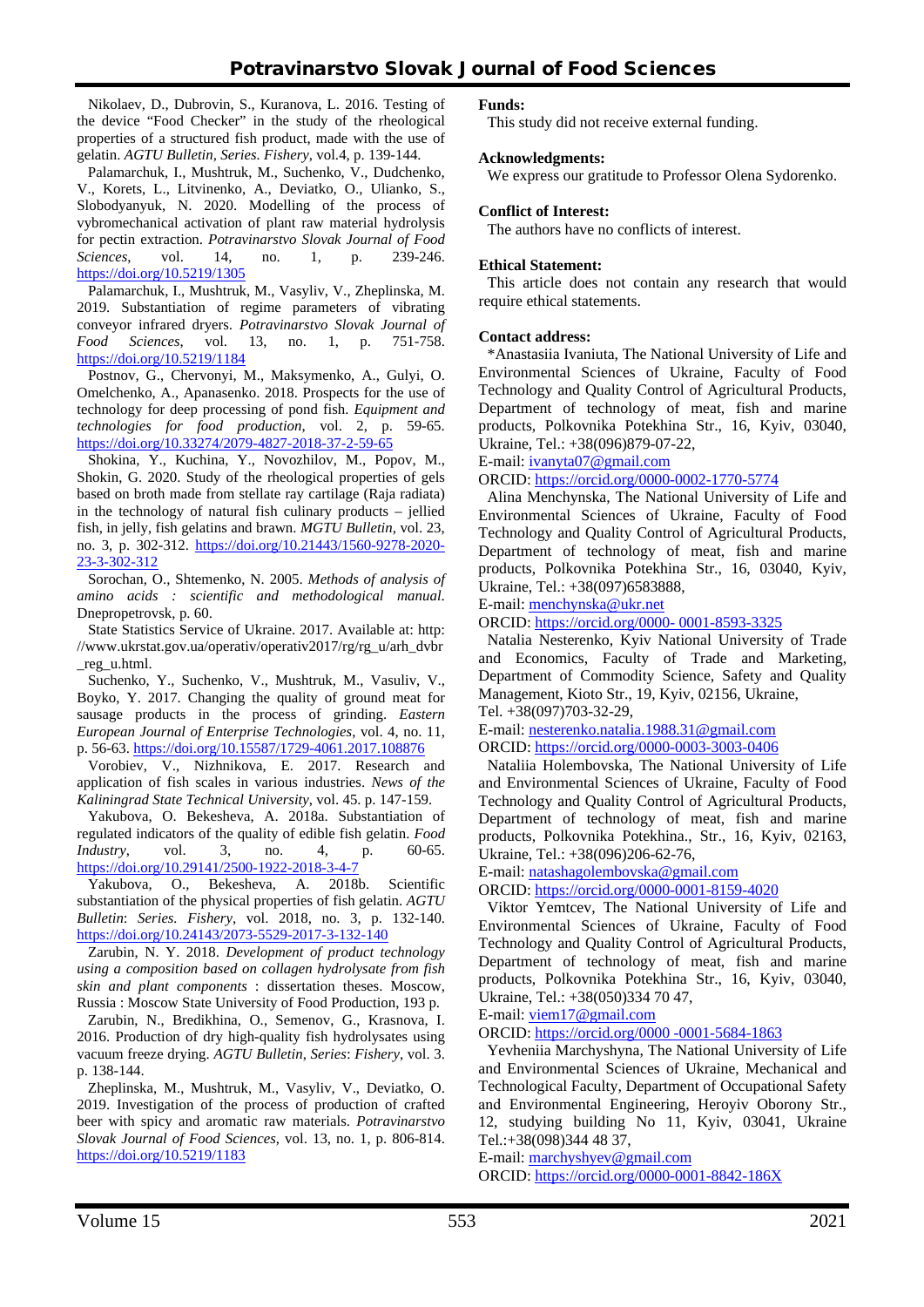Nikolaev, D., Dubrovin, S., Kuranova, L. 2016. Testing of the device "Food Checker" in the study of the rheological properties of a structured fish product, made with the use of gelatin. *AGTU Bulletin, Series. Fishery*, vol.4, p. 139-144.

Palamarchuk, I., Mushtruk, M., Suchenko, V., Dudchenko, V., Korets, L., Litvinenko, A., Deviatko, O., Ulianko, S., Slobodyanyuk, N. 2020. Modelling of the process of vybromechanical activation of plant raw material hydrolysis for pectin extraction. *Potravinarstvo Slovak Journal of Food Sciences*, vol. 14, no. 1, p. 239-246. https://doi.org/10.5219/1305

Palamarchuk, I., Mushtruk, M., Vasyliv, V., Zheplinska, M. 2019. Substantiation of regime parameters of vibrating conveyor infrared dryers. *Potravinarstvo Slovak Journal of Food Sciences*, vol. 13, no. 1, p. 751-758. https://doi.org/10.5219/1184

Postnov, G., Chervonyi, M., Maksymenko, A., Gulyi, O. Omelchenko, A., Apanasenko. 2018. Prospects for the use of technology for deep processing of pond fish. *Equipment and technologies for food production*, vol. 2, p. 59-65. https://doi.org/10.33274/2079-4827-2018-37-2-59-65

Shokina, Y., Kuchina, Y., Novozhilov, M., Popov, M., Shokin, G. 2020. Study of the rheological properties of gels based on broth made from stellate ray cartilage (Raja radiata) in the technology of natural fish culinary products – jellied fish, in jelly, fish gelatins and brawn. *MGTU Bulletin*, vol. 23, no. 3, p. 302-312. https://doi.org/10.21443/1560-9278-2020-23-3-302-312

Sorochan, O., Shtemenko, N. 2005. *Methods of analysis of amino acids : scientific and methodological manual.* Dnepropetrovsk, p. 60.

State Statistics Service of Ukraine. 2017. Available at: http: //www.ukrstat.gov.ua/operativ/operativ2017/rg/rg_u/arh_dvbr_reg_u.html.

Suchenko, Y., Suchenko, V., Mushtruk, M., Vasuliv, V., Boyko, Y. 2017. Changing the quality of ground meat for sausage products in the process of grinding. *Eastern European Journal of Enterprise Technologies*, vol. 4, no. 11, p. 56-63. https://doi.org/10.15587/1729-4061.2017.108876

Vorobiev, V., Nizhnikova, E. 2017. Research and application of fish scales in various industries. *News of the Kaliningrad State Technical University*, vol. 45. p. 147-159.

Yakubova, O. Bekesheva, A. 2018a. Substantiation of regulated indicators of the quality of edible fish gelatin. *Food Industry*, vol. 3, no. 4, p. 60-65. https://doi.org/10.29141/2500-1922-2018-3-4-7

Yakubova, O., Bekesheva, A. 2018b. Scientific substantiation of the physical properties of fish gelatin. *AGTU Bulletin*: *Series. Fishery*, vol. 2018, no. 3, p. 132-140. https://doi.org/10.24143/2073-5529-2017-3-132-140

Zarubin, N. Y. 2018. *Development of product technology using a composition based on collagen hydrolysate from fish skin and plant components* : dissertation theses. Moscow, Russia : Moscow State University of Food Production, 193 p.

Zarubin, N., Bredikhina, O., Semenov, G., Krasnova, I. 2016. Production of dry high-quality fish hydrolysates using vacuum freeze drying. *AGTU Bulletin*, *Series*: *Fishery*, vol. 3. p. 138-144.

Zheplinska, M., Mushtruk, M., Vasyliv, V., Deviatko, O. 2019. Investigation of the process of production of crafted beer with spicy and aromatic raw materials. *Potravinarstvo Slovak Journal of Food Sciences*, vol. 13, no. 1, p. 806-814. https://doi.org/10.5219/1183

**Funds:**

This study did not receive external funding.

**Acknowledgments:**

We express our gratitude to Professor Olena Sydorenko.

**Conflict of Interest:**

The authors have no conflicts of interest.

**Ethical Statement:**

This article does not contain any research that would require ethical statements.

**Contact address:**

*Anastasiia Ivaniuta, The National University of Life and Environmental Sciences of Ukraine, Faculty of Food Technology and Quality Control of Agricultural Products, Department of technology of meat, fish and marine products, Polkovnika Potekhina Str., 16, Kyiv, 03040, Ukraine, Tel.: +38(096)879-07-22,
E-mail: ivanyta07@gmail.com
ORCID: https://orcid.org/0000-0002-1770-5774

Alina Menchynska, The National University of Life and Environmental Sciences of Ukraine, Faculty of Food Technology and Quality Control of Agricultural Products, Department of technology of meat, fish and marine products, Polkovnika Potekhina Str., 16, 03040, Kyiv, Ukraine, Tel.: +38(097)6583888,
E-mail: menchynska@ukr.net
ORCID: https://orcid.org/0000- 0001-8593-3325

Natalia Nesterenko, Kyiv National University of Trade and Economics, Faculty of Trade and Marketing, Department of Commodity Science, Safety and Quality Management, Kioto Str., 19, Kyiv, 02156, Ukraine,
Tel. +38(097)703-32-29,
E-mail: nesterenko.natalia.1988.31@gmail.com
ORCID: https://orcid.org/0000-0003-3003-0406

Nataliia Holembovska, The National University of Life and Environmental Sciences of Ukraine, Faculty of Food Technology and Quality Control of Agricultural Products, Department of technology of meat, fish and marine products, Polkovnika Potekhina., Str., 16, Kyiv, 02163, Ukraine, Tel.: +38(096)206-62-76,
E-mail: natashagolembovska@gmail.com
ORCID: https://orcid.org/0000-0001-8159-4020

Viktor Yemtcev, The National University of Life and Environmental Sciences of Ukraine, Faculty of Food Technology and Quality Control of Agricultural Products, Department of technology of meat, fish and marine products, Polkovnika Potekhina Str., 16, Kyiv, 03040, Ukraine, Tel.: +38(050)334 70 47,
E-mail: viem17@gmail.com
ORCID: https://orcid.org/0000 -0001-5684-1863

Yevheniia Marchyshyna, The National University of Life and Environmental Sciences of Ukraine, Mechanical and Technological Faculty, Department of Occupational Safety and Environmental Engineering, Heroyiv Oborony Str., 12, studying building No 11, Kyiv, 03041, Ukraine Tel.:+38(098)344 48 37,
E-mail: marchyshyev@gmail.com
ORCID: https://orcid.org/0000-0001-8842-186X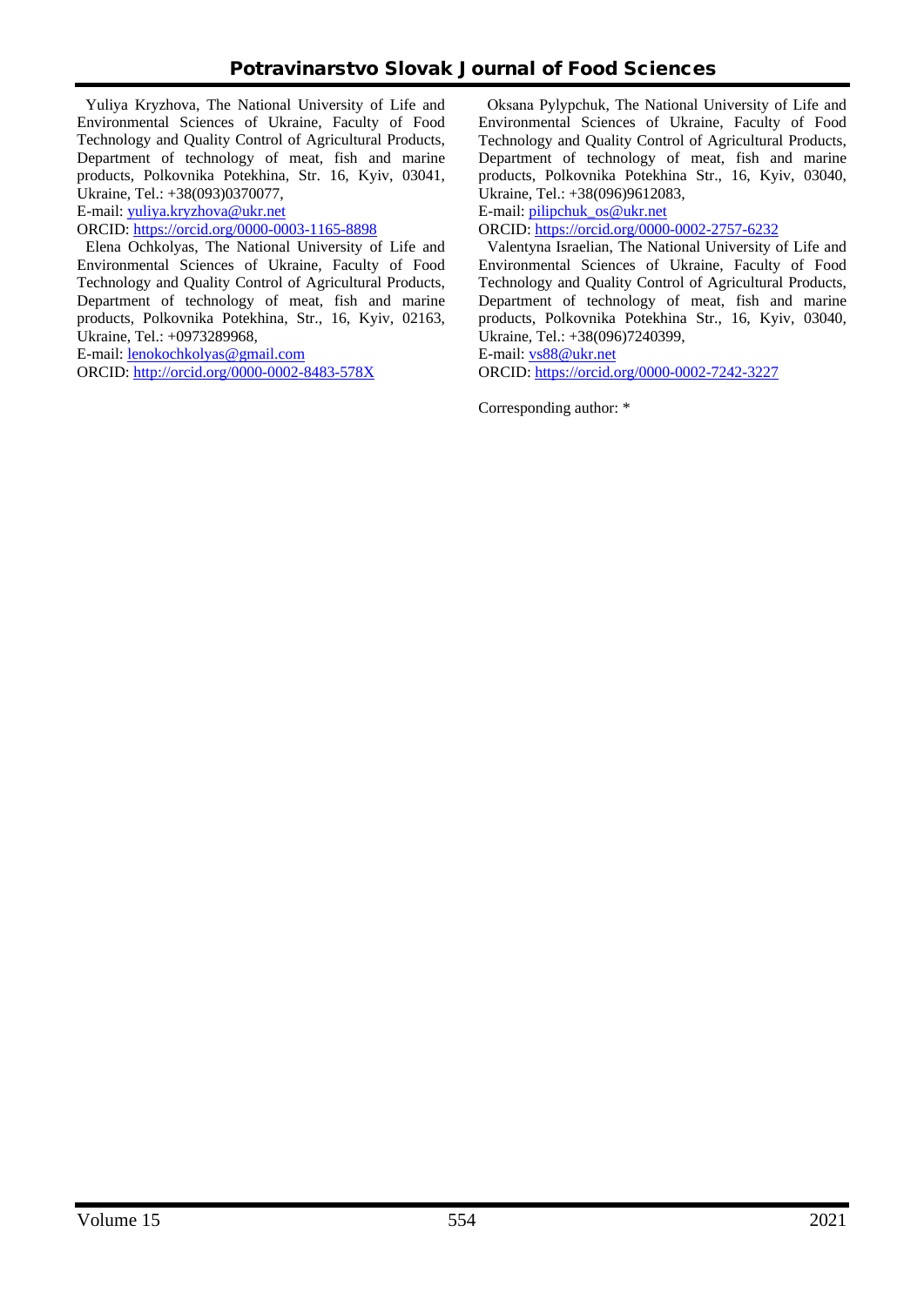Yuliya Kryzhova, The National University of Life and Environmental Sciences of Ukraine, Faculty of Food Technology and Quality Control of Agricultural Products, Department of technology of meat, fish and marine products, Polkovnika Potekhina, Str. 16, Kyiv, 03041, Ukraine, Tel.: +38(093)0370077,
E-mail: yuliya.kryzhova@ukr.net
ORCID: https://orcid.org/0000-0003-1165-8898

Elena Ochkolyas, The National University of Life and Environmental Sciences of Ukraine, Faculty of Food Technology and Quality Control of Agricultural Products, Department of technology of meat, fish and marine products, Polkovnika Potekhina, Str., 16, Kyiv, 02163, Ukraine, Tel.: +0973289968,
E-mail: lenokochkolyas@gmail.com
ORCID: http://orcid.org/0000-0002-8483-578X

Oksana Pylypchuk, The National University of Life and Environmental Sciences of Ukraine, Faculty of Food Technology and Quality Control of Agricultural Products, Department of technology of meat, fish and marine products, Polkovnika Potekhina Str., 16, Kyiv, 03040, Ukraine, Tel.: +38(096)9612083,
E-mail: pilipchuk_os@ukr.net
ORCID: https://orcid.org/0000-0002-2757-6232

Valentyna Israelian, The National University of Life and Environmental Sciences of Ukraine, Faculty of Food Technology and Quality Control of Agricultural Products, Department of technology of meat, fish and marine products, Polkovnika Potekhina Str., 16, Kyiv, 03040, Ukraine, Tel.: +38(096)7240399,
E-mail: vs88@ukr.net
ORCID: https://orcid.org/0000-0002-7242-3227

Corresponding author: *